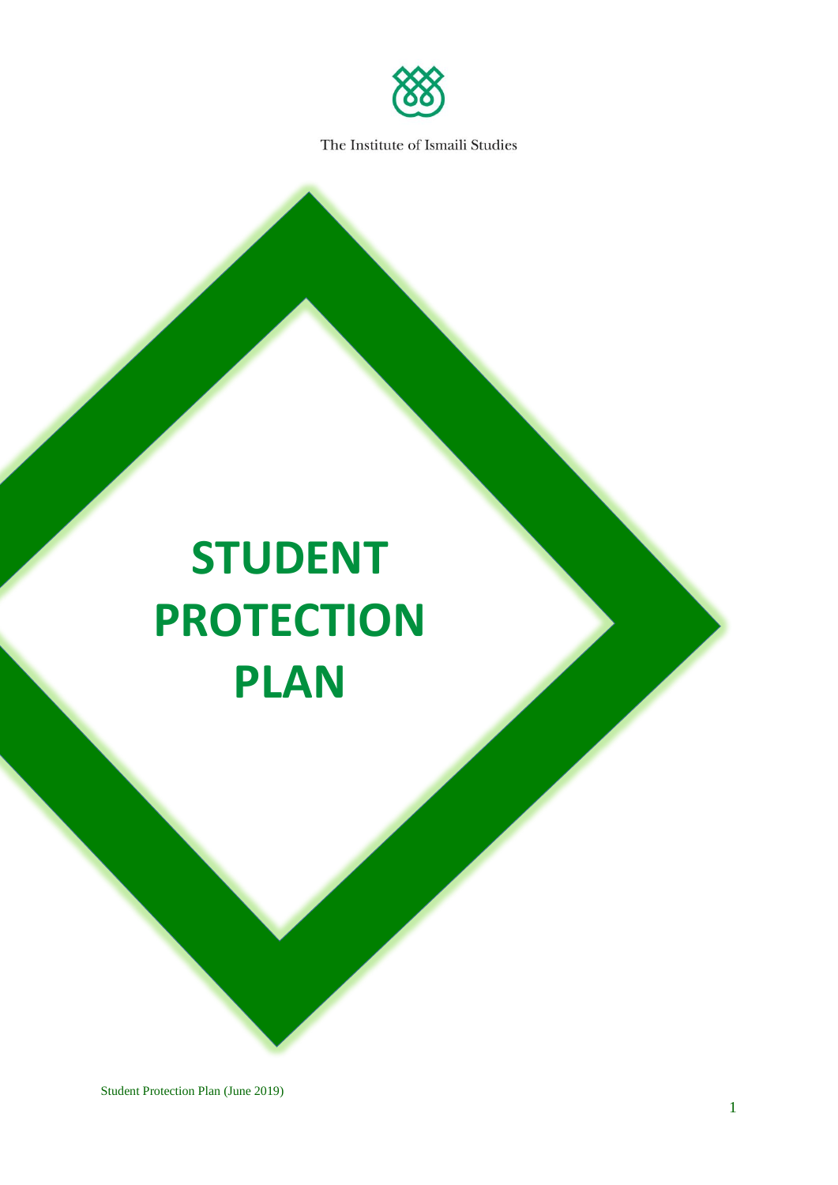The Institute of Ismaili Studies

# STUDENT PROTECTION PLAN

Student Protection Plan (June 2019)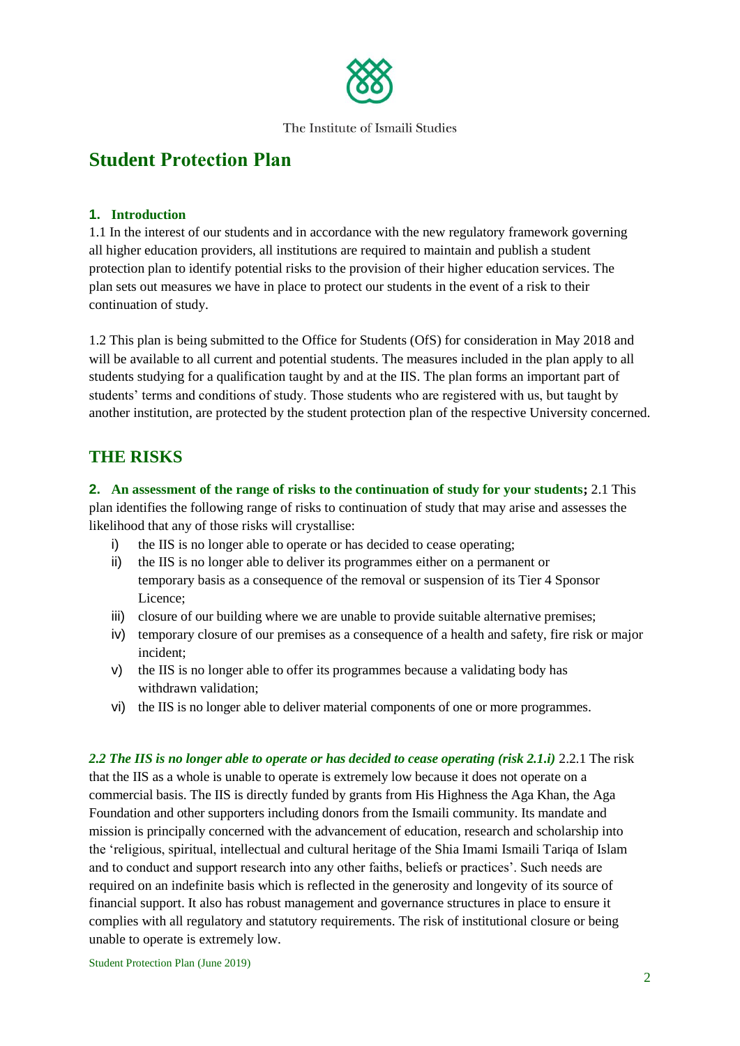The Institute of Ismaili Studies

# Student Protection Plan

## 1. Introduction

1.1 In the interest of our students and in accordance with the new regulatory framework governing all higher education providers, all institutions are required to maintain and publish a student protection plan to identify potential risks to the provision of their higher education services. The plan sets out measures we have in place to protect our students in the event of a risk to their continuation of study.

1.2 This plan is being submitted to the Office for Students (OfS) for consideration in May 2018 and will be available to all current and potential students. The measures included in the plan apply to all students studying for a qualification taught by and at the IIS. The plan forms an important part of students' terms and conditions of study. Those students who are registered with us, but taught by another institution, are protected by the student protection plan of the respective University concerned.

## THE RISKS

**2. An assessment of the range of risks to the continuation of study for your students;** 2.1 This plan identifies the following range of risks to continuation of study that may arise and assesses the likelihood that any of those risks will crystallise:

i) the IIS is no longer able to operate or has decided to cease operating;
ii) the IIS is no longer able to deliver its programmes either on a permanent or temporary basis as a consequence of the removal or suspension of its Tier 4 Sponsor Licence;
iii) closure of our building where we are unable to provide suitable alternative premises;
iv) temporary closure of our premises as a consequence of a health and safety, fire risk or major incident;
v) the IIS is no longer able to offer its programmes because a validating body has withdrawn validation;
vi) the IIS is no longer able to deliver material components of one or more programmes.

***2.2 The IIS is no longer able to operate or has decided to cease operating (risk 2.1.i)*** 2.2.1 The risk that the IIS as a whole is unable to operate is extremely low because it does not operate on a commercial basis. The IIS is directly funded by grants from His Highness the Aga Khan, the Aga Foundation and other supporters including donors from the Ismaili community. Its mandate and mission is principally concerned with the advancement of education, research and scholarship into the 'religious, spiritual, intellectual and cultural heritage of the Shia Imami Ismaili Tariqa of Islam and to conduct and support research into any other faiths, beliefs or practices'. Such needs are required on an indefinite basis which is reflected in the generosity and longevity of its source of financial support. It also has robust management and governance structures in place to ensure it complies with all regulatory and statutory requirements. The risk of institutional closure or being unable to operate is extremely low.

Student Protection Plan (June 2019)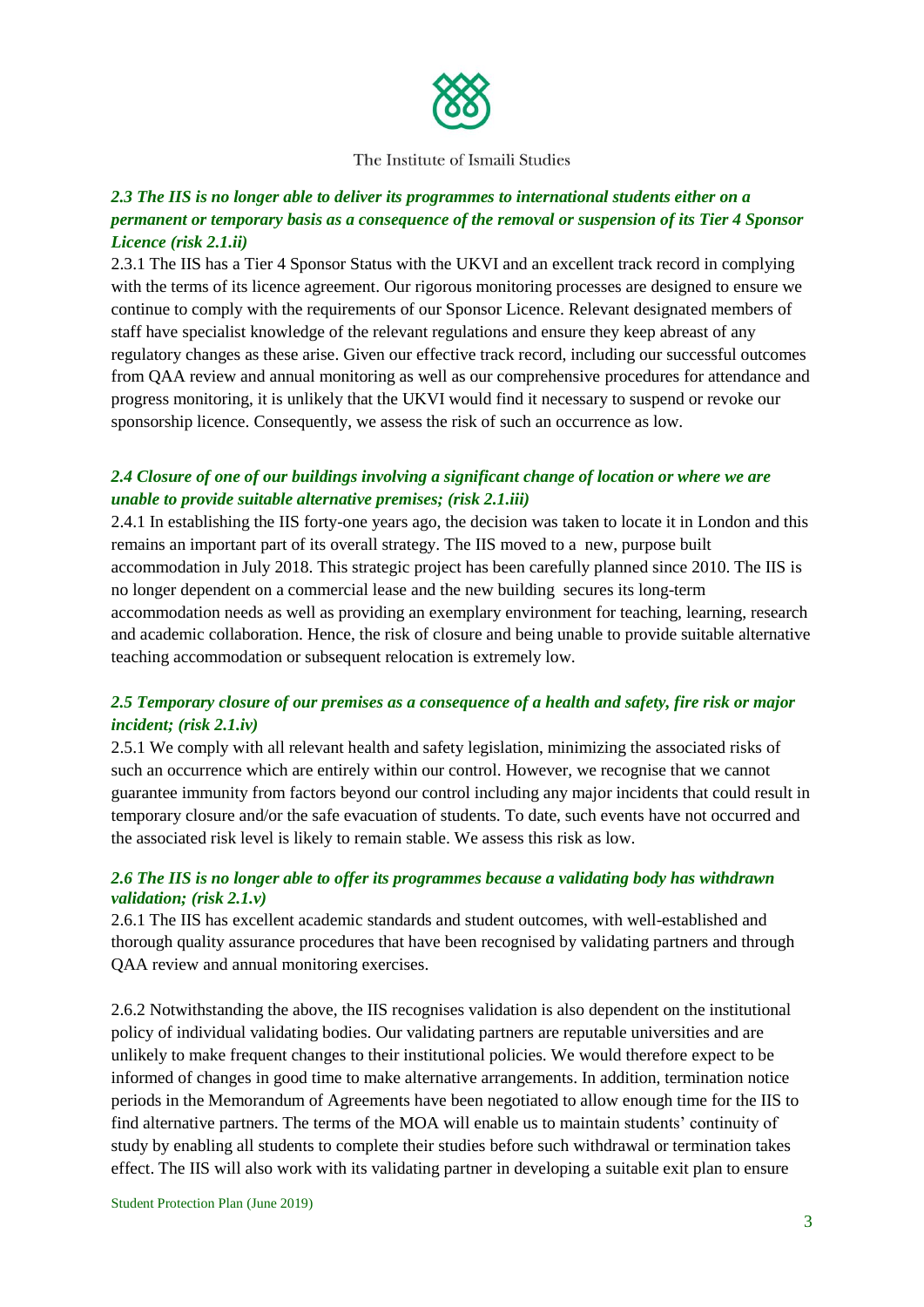### *2.3 The IIS is no longer able to deliver its programmes to international students either on a permanent or temporary basis as a consequence of the removal or suspension of its Tier 4 Sponsor Licence (risk 2.1.ii)*

2.3.1 The IIS has a Tier 4 Sponsor Status with the UKVI and an excellent track record in complying with the terms of its licence agreement. Our rigorous monitoring processes are designed to ensure we continue to comply with the requirements of our Sponsor Licence. Relevant designated members of staff have specialist knowledge of the relevant regulations and ensure they keep abreast of any regulatory changes as these arise. Given our effective track record, including our successful outcomes from QAA review and annual monitoring as well as our comprehensive procedures for attendance and progress monitoring, it is unlikely that the UKVI would find it necessary to suspend or revoke our sponsorship licence. Consequently, we assess the risk of such an occurrence as low.

### *2.4 Closure of one of our buildings involving a significant change of location or where we are unable to provide suitable alternative premises; (risk 2.1.iii)*

2.4.1 In establishing the IIS forty-one years ago, the decision was taken to locate it in London and this remains an important part of its overall strategy. The IIS moved to a new, purpose built accommodation in July 2018. This strategic project has been carefully planned since 2010. The IIS is no longer dependent on a commercial lease and the new building secures its long-term accommodation needs as well as providing an exemplary environment for teaching, learning, research and academic collaboration. Hence, the risk of closure and being unable to provide suitable alternative teaching accommodation or subsequent relocation is extremely low.

### *2.5 Temporary closure of our premises as a consequence of a health and safety, fire risk or major incident; (risk 2.1.iv)*

2.5.1 We comply with all relevant health and safety legislation, minimizing the associated risks of such an occurrence which are entirely within our control. However, we recognise that we cannot guarantee immunity from factors beyond our control including any major incidents that could result in temporary closure and/or the safe evacuation of students. To date, such events have not occurred and the associated risk level is likely to remain stable. We assess this risk as low.

### *2.6 The IIS is no longer able to offer its programmes because a validating body has withdrawn validation; (risk 2.1.v)*

2.6.1 The IIS has excellent academic standards and student outcomes, with well-established and thorough quality assurance procedures that have been recognised by validating partners and through QAA review and annual monitoring exercises.

2.6.2 Notwithstanding the above, the IIS recognises validation is also dependent on the institutional policy of individual validating bodies. Our validating partners are reputable universities and are unlikely to make frequent changes to their institutional policies. We would therefore expect to be informed of changes in good time to make alternative arrangements. In addition, termination notice periods in the Memorandum of Agreements have been negotiated to allow enough time for the IIS to find alternative partners. The terms of the MOA will enable us to maintain students' continuity of study by enabling all students to complete their studies before such withdrawal or termination takes effect. The IIS will also work with its validating partner in developing a suitable exit plan to ensure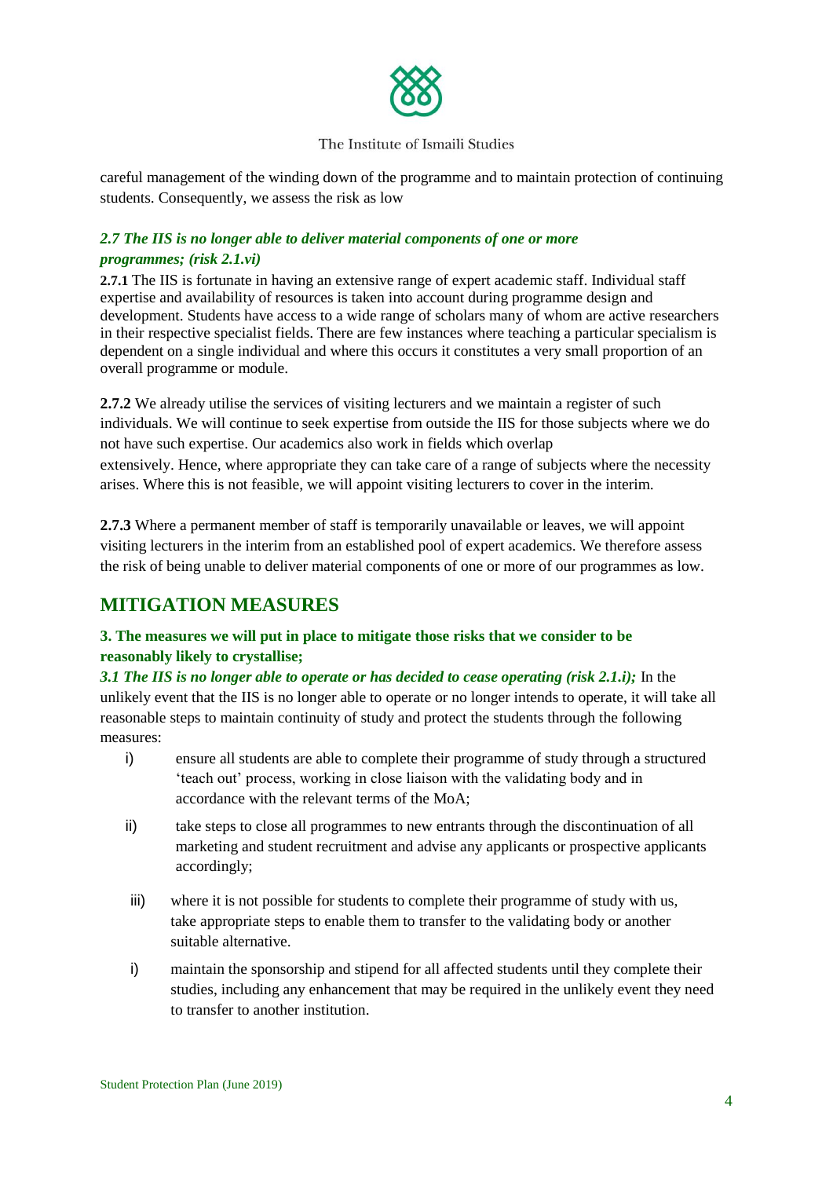careful management of the winding down of the programme and to maintain protection of continuing students. Consequently, we assess the risk as low

### *2.7 The IIS is no longer able to deliver material components of one or more programmes; (risk 2.1.vi)*

**2.7.1** The IIS is fortunate in having an extensive range of expert academic staff. Individual staff expertise and availability of resources is taken into account during programme design and development. Students have access to a wide range of scholars many of whom are active researchers in their respective specialist fields. There are few instances where teaching a particular specialism is dependent on a single individual and where this occurs it constitutes a very small proportion of an overall programme or module.

**2.7.2** We already utilise the services of visiting lecturers and we maintain a register of such individuals. We will continue to seek expertise from outside the IIS for those subjects where we do not have such expertise. Our academics also work in fields which overlap extensively. Hence, where appropriate they can take care of a range of subjects where the necessity arises. Where this is not feasible, we will appoint visiting lecturers to cover in the interim.

**2.7.3** Where a permanent member of staff is temporarily unavailable or leaves, we will appoint visiting lecturers in the interim from an established pool of expert academics. We therefore assess the risk of being unable to deliver material components of one or more of our programmes as low.

## MITIGATION MEASURES

### 3. The measures we will put in place to mitigate those risks that we consider to be reasonably likely to crystallise;

***3.1 The IIS is no longer able to operate or has decided to cease operating (risk 2.1.i);*** In the unlikely event that the IIS is no longer able to operate or no longer intends to operate, it will take all reasonable steps to maintain continuity of study and protect the students through the following measures:

i) ensure all students are able to complete their programme of study through a structured 'teach out' process, working in close liaison with the validating body and in accordance with the relevant terms of the MoA;

ii) take steps to close all programmes to new entrants through the discontinuation of all marketing and student recruitment and advise any applicants or prospective applicants accordingly;

iii) where it is not possible for students to complete their programme of study with us, take appropriate steps to enable them to transfer to the validating body or another suitable alternative.

i) maintain the sponsorship and stipend for all affected students until they complete their studies, including any enhancement that may be required in the unlikely event they need to transfer to another institution.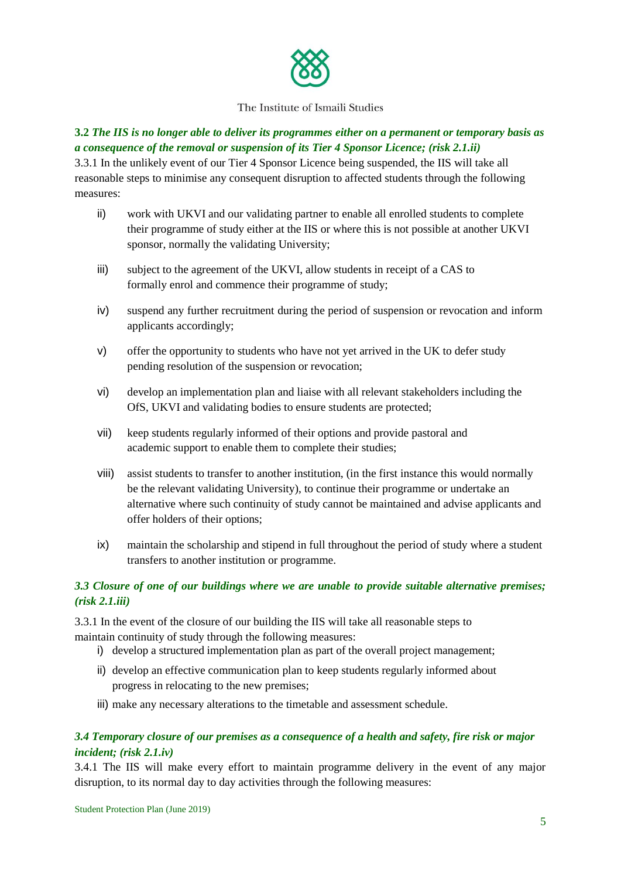### 3.2 *The IIS is no longer able to deliver its programmes either on a permanent or temporary basis as a consequence of the removal or suspension of its Tier 4 Sponsor Licence; (risk 2.1.ii)*

3.3.1 In the unlikely event of our Tier 4 Sponsor Licence being suspended, the IIS will take all reasonable steps to minimise any consequent disruption to affected students through the following measures:

ii) work with UKVI and our validating partner to enable all enrolled students to complete their programme of study either at the IIS or where this is not possible at another UKVI sponsor, normally the validating University;

iii) subject to the agreement of the UKVI, allow students in receipt of a CAS to formally enrol and commence their programme of study;

iv) suspend any further recruitment during the period of suspension or revocation and inform applicants accordingly;

v) offer the opportunity to students who have not yet arrived in the UK to defer study pending resolution of the suspension or revocation;

vi) develop an implementation plan and liaise with all relevant stakeholders including the OfS, UKVI and validating bodies to ensure students are protected;

vii) keep students regularly informed of their options and provide pastoral and academic support to enable them to complete their studies;

viii) assist students to transfer to another institution, (in the first instance this would normally be the relevant validating University), to continue their programme or undertake an alternative where such continuity of study cannot be maintained and advise applicants and offer holders of their options;

ix) maintain the scholarship and stipend in full throughout the period of study where a student transfers to another institution or programme.

### *3.3 Closure of one of our buildings where we are unable to provide suitable alternative premises; (risk 2.1.iii)*

3.3.1 In the event of the closure of our building the IIS will take all reasonable steps to maintain continuity of study through the following measures:

i) develop a structured implementation plan as part of the overall project management;

ii) develop an effective communication plan to keep students regularly informed about progress in relocating to the new premises;

iii) make any necessary alterations to the timetable and assessment schedule.

### *3.4 Temporary closure of our premises as a consequence of a health and safety, fire risk or major incident; (risk 2.1.iv)*

3.4.1 The IIS will make every effort to maintain programme delivery in the event of any major disruption, to its normal day to day activities through the following measures: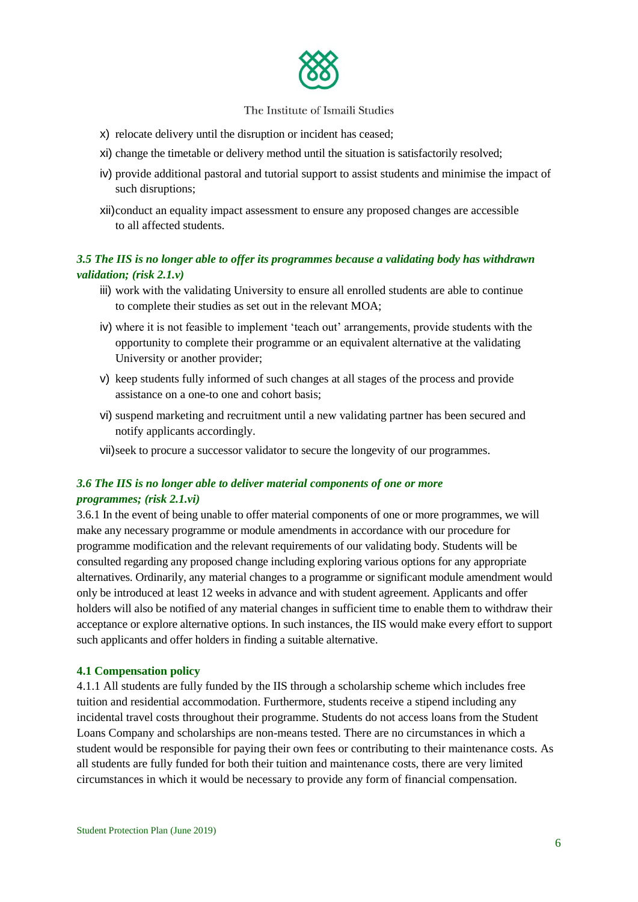x) relocate delivery until the disruption or incident has ceased;

xi) change the timetable or delivery method until the situation is satisfactorily resolved;

iv) provide additional pastoral and tutorial support to assist students and minimise the impact of such disruptions;

xii) conduct an equality impact assessment to ensure any proposed changes are accessible to all affected students.

### *3.5 The IIS is no longer able to offer its programmes because a validating body has withdrawn validation; (risk 2.1.v)*

iii) work with the validating University to ensure all enrolled students are able to continue to complete their studies as set out in the relevant MOA;

iv) where it is not feasible to implement 'teach out' arrangements, provide students with the opportunity to complete their programme or an equivalent alternative at the validating University or another provider;

v) keep students fully informed of such changes at all stages of the process and provide assistance on a one-to one and cohort basis;

vi) suspend marketing and recruitment until a new validating partner has been secured and notify applicants accordingly.

vii) seek to procure a successor validator to secure the longevity of our programmes.

### *3.6 The IIS is no longer able to deliver material components of one or more programmes; (risk 2.1.vi)*

3.6.1 In the event of being unable to offer material components of one or more programmes, we will make any necessary programme or module amendments in accordance with our procedure for programme modification and the relevant requirements of our validating body. Students will be consulted regarding any proposed change including exploring various options for any appropriate alternatives. Ordinarily, any material changes to a programme or significant module amendment would only be introduced at least 12 weeks in advance and with student agreement. Applicants and offer holders will also be notified of any material changes in sufficient time to enable them to withdraw their acceptance or explore alternative options. In such instances, the IIS would make every effort to support such applicants and offer holders in finding a suitable alternative.

### **4.1 Compensation policy**

4.1.1 All students are fully funded by the IIS through a scholarship scheme which includes free tuition and residential accommodation. Furthermore, students receive a stipend including any incidental travel costs throughout their programme. Students do not access loans from the Student Loans Company and scholarships are non-means tested. There are no circumstances in which a student would be responsible for paying their own fees or contributing to their maintenance costs. As all students are fully funded for both their tuition and maintenance costs, there are very limited circumstances in which it would be necessary to provide any form of financial compensation.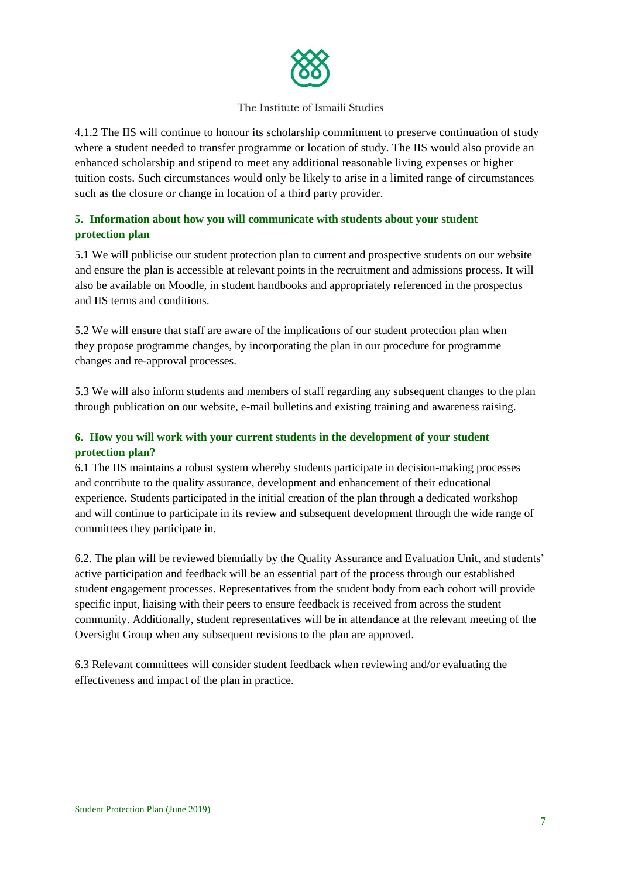4.1.2 The IIS will continue to honour its scholarship commitment to preserve continuation of study where a student needed to transfer programme or location of study. The IIS would also provide an enhanced scholarship and stipend to meet any additional reasonable living expenses or higher tuition costs. Such circumstances would only be likely to arise in a limited range of circumstances such as the closure or change in location of a third party provider.

## 5. Information about how you will communicate with students about your student protection plan

5.1 We will publicise our student protection plan to current and prospective students on our website and ensure the plan is accessible at relevant points in the recruitment and admissions process. It will also be available on Moodle, in student handbooks and appropriately referenced in the prospectus and IIS terms and conditions.

5.2 We will ensure that staff are aware of the implications of our student protection plan when they propose programme changes, by incorporating the plan in our procedure for programme changes and re-approval processes.

5.3 We will also inform students and members of staff regarding any subsequent changes to the plan through publication on our website, e-mail bulletins and existing training and awareness raising.

## 6. How you will work with your current students in the development of your student protection plan?

6.1 The IIS maintains a robust system whereby students participate in decision-making processes and contribute to the quality assurance, development and enhancement of their educational experience. Students participated in the initial creation of the plan through a dedicated workshop and will continue to participate in its review and subsequent development through the wide range of committees they participate in.

6.2. The plan will be reviewed biennially by the Quality Assurance and Evaluation Unit, and students' active participation and feedback will be an essential part of the process through our established student engagement processes. Representatives from the student body from each cohort will provide specific input, liaising with their peers to ensure feedback is received from across the student community. Additionally, student representatives will be in attendance at the relevant meeting of the Oversight Group when any subsequent revisions to the plan are approved.

6.3 Relevant committees will consider student feedback when reviewing and/or evaluating the effectiveness and impact of the plan in practice.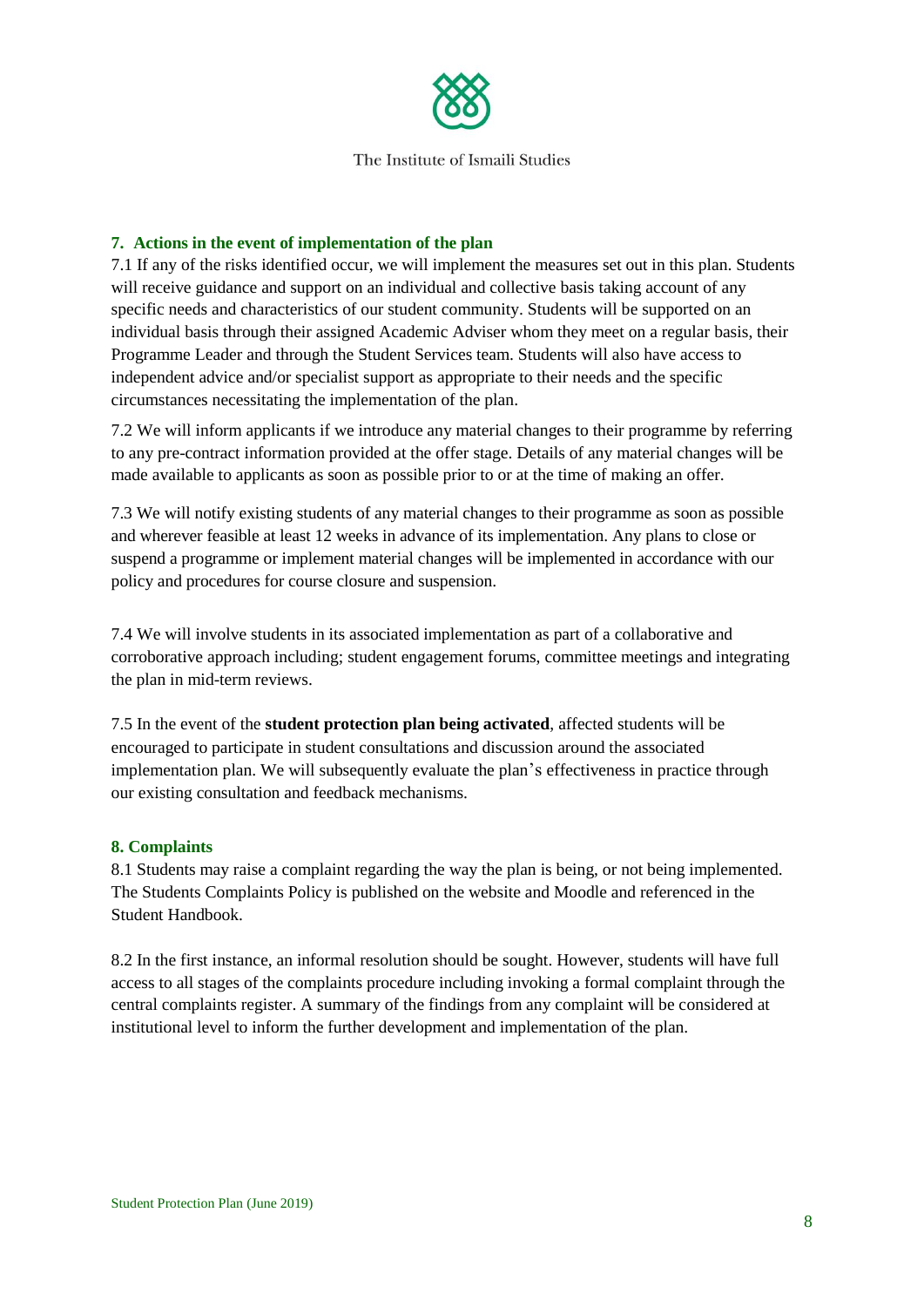## 7. Actions in the event of implementation of the plan

7.1 If any of the risks identified occur, we will implement the measures set out in this plan. Students will receive guidance and support on an individual and collective basis taking account of any specific needs and characteristics of our student community. Students will be supported on an individual basis through their assigned Academic Adviser whom they meet on a regular basis, their Programme Leader and through the Student Services team. Students will also have access to independent advice and/or specialist support as appropriate to their needs and the specific circumstances necessitating the implementation of the plan.

7.2 We will inform applicants if we introduce any material changes to their programme by referring to any pre-contract information provided at the offer stage. Details of any material changes will be made available to applicants as soon as possible prior to or at the time of making an offer.

7.3 We will notify existing students of any material changes to their programme as soon as possible and wherever feasible at least 12 weeks in advance of its implementation. Any plans to close or suspend a programme or implement material changes will be implemented in accordance with our policy and procedures for course closure and suspension.

7.4 We will involve students in its associated implementation as part of a collaborative and corroborative approach including; student engagement forums, committee meetings and integrating the plan in mid-term reviews.

7.5 In the event of the **student protection plan being activated**, affected students will be encouraged to participate in student consultations and discussion around the associated implementation plan. We will subsequently evaluate the plan's effectiveness in practice through our existing consultation and feedback mechanisms.

## 8. Complaints

8.1 Students may raise a complaint regarding the way the plan is being, or not being implemented. The Students Complaints Policy is published on the website and Moodle and referenced in the Student Handbook.

8.2 In the first instance, an informal resolution should be sought. However, students will have full access to all stages of the complaints procedure including invoking a formal complaint through the central complaints register. A summary of the findings from any complaint will be considered at institutional level to inform the further development and implementation of the plan.